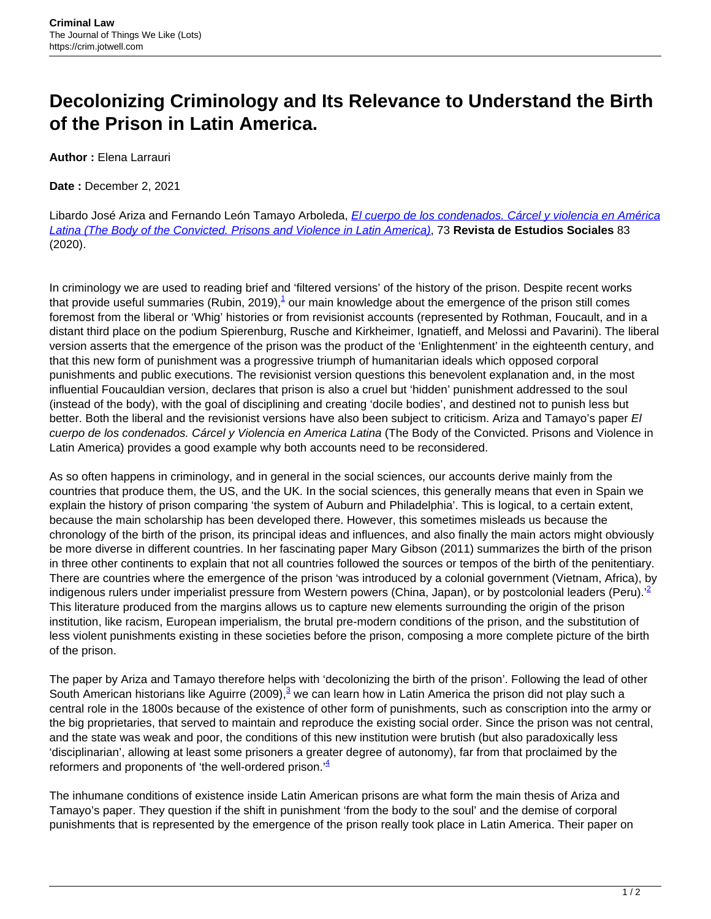# Decolonizing Criminology and Its Relevance to Understand the Birth of the Prison in Latin America.

**Author :** Elena Larrauri

**Date :** December 2, 2021

Libardo José Ariza and Fernando León Tamayo Arboleda, *El cuerpo de los condenados. Cárcel y violencia en América Latina (The Body of the Convicted. Prisons and Violence in Latin America)*, 73 **Revista de Estudios Sociales** 83 (2020).

In criminology we are used to reading brief and 'filtered versions' of the history of the prison. Despite recent works that provide useful summaries (Rubin, 2019),[1] our main knowledge about the emergence of the prison still comes foremost from the liberal or 'Whig' histories or from revisionist accounts (represented by Rothman, Foucault, and in a distant third place on the podium Spierenburg, Rusche and Kirkheimer, Ignatieff, and Melossi and Pavarini). The liberal version asserts that the emergence of the prison was the product of the 'Enlightenment' in the eighteenth century, and that this new form of punishment was a progressive triumph of humanitarian ideals which opposed corporal punishments and public executions. The revisionist version questions this benevolent explanation and, in the most influential Foucauldian version, declares that prison is also a cruel but 'hidden' punishment addressed to the soul (instead of the body), with the goal of disciplining and creating 'docile bodies', and destined not to punish less but better. Both the liberal and the revisionist versions have also been subject to criticism. Ariza and Tamayo's paper *El cuerpo de los condenados. Cárcel y Violencia en America Latina* (The Body of the Convicted. Prisons and Violence in Latin America) provides a good example why both accounts need to be reconsidered.

As so often happens in criminology, and in general in the social sciences, our accounts derive mainly from the countries that produce them, the US, and the UK. In the social sciences, this generally means that even in Spain we explain the history of prison comparing 'the system of Auburn and Philadelphia'. This is logical, to a certain extent, because the main scholarship has been developed there. However, this sometimes misleads us because the chronology of the birth of the prison, its principal ideas and influences, and also finally the main actors might obviously be more diverse in different countries. In her fascinating paper Mary Gibson (2011) summarizes the birth of the prison in three other continents to explain that not all countries followed the sources or tempos of the birth of the penitentiary. There are countries where the emergence of the prison 'was introduced by a colonial government (Vietnam, Africa), by indigenous rulers under imperialist pressure from Western powers (China, Japan), or by postcolonial leaders (Peru).'[2] This literature produced from the margins allows us to capture new elements surrounding the origin of the prison institution, like racism, European imperialism, the brutal pre-modern conditions of the prison, and the substitution of less violent punishments existing in these societies before the prison, composing a more complete picture of the birth of the prison.

The paper by Ariza and Tamayo therefore helps with 'decolonizing the birth of the prison'. Following the lead of other South American historians like Aguirre (2009),[3] we can learn how in Latin America the prison did not play such a central role in the 1800s because of the existence of other form of punishments, such as conscription into the army or the big proprietaries, that served to maintain and reproduce the existing social order. Since the prison was not central, and the state was weak and poor, the conditions of this new institution were brutish (but also paradoxically less 'disciplinarian', allowing at least some prisoners a greater degree of autonomy), far from that proclaimed by the reformers and proponents of 'the well-ordered prison.'[4]

The inhumane conditions of existence inside Latin American prisons are what form the main thesis of Ariza and Tamayo's paper. They question if the shift in punishment 'from the body to the soul' and the demise of corporal punishments that is represented by the emergence of the prison really took place in Latin America. Their paper on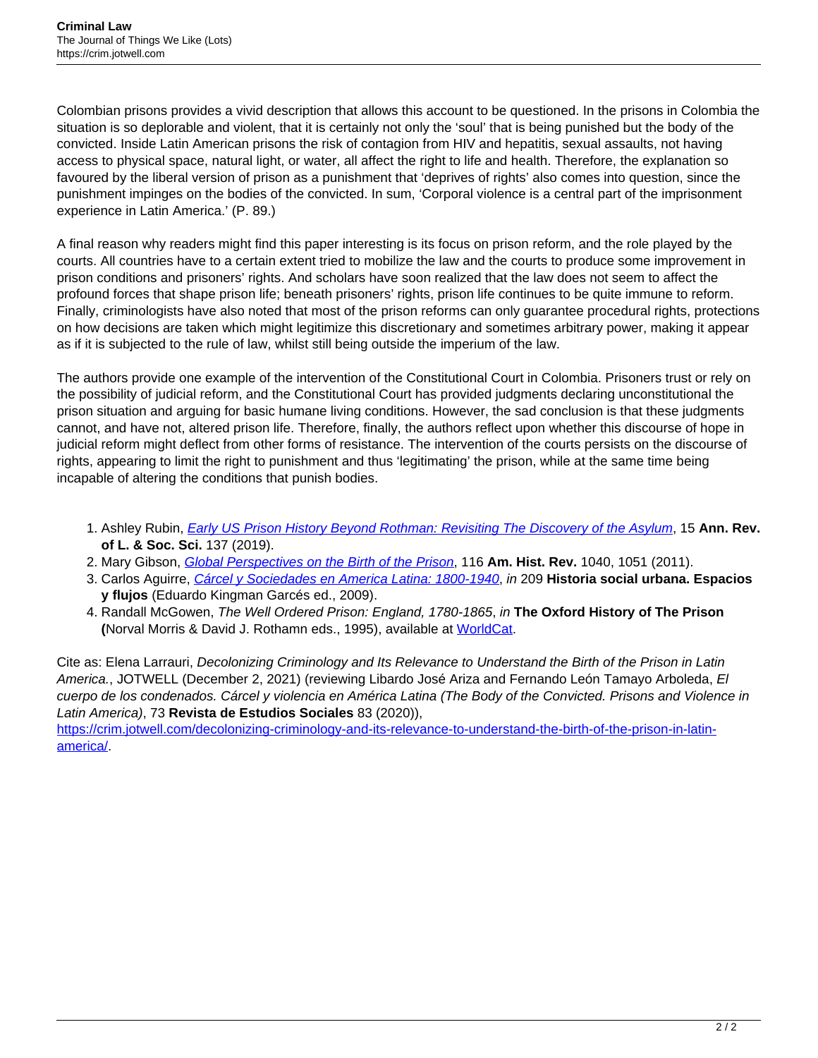Colombian prisons provides a vivid description that allows this account to be questioned. In the prisons in Colombia the situation is so deplorable and violent, that it is certainly not only the 'soul' that is being punished but the body of the convicted. Inside Latin American prisons the risk of contagion from HIV and hepatitis, sexual assaults, not having access to physical space, natural light, or water, all affect the right to life and health. Therefore, the explanation so favoured by the liberal version of prison as a punishment that 'deprives of rights' also comes into question, since the punishment impinges on the bodies of the convicted. In sum, 'Corporal violence is a central part of the imprisonment experience in Latin America.' (P. 89.)

A final reason why readers might find this paper interesting is its focus on prison reform, and the role played by the courts. All countries have to a certain extent tried to mobilize the law and the courts to produce some improvement in prison conditions and prisoners' rights. And scholars have soon realized that the law does not seem to affect the profound forces that shape prison life; beneath prisoners' rights, prison life continues to be quite immune to reform. Finally, criminologists have also noted that most of the prison reforms can only guarantee procedural rights, protections on how decisions are taken which might legitimize this discretionary and sometimes arbitrary power, making it appear as if it is subjected to the rule of law, whilst still being outside the imperium of the law.

The authors provide one example of the intervention of the Constitutional Court in Colombia. Prisoners trust or rely on the possibility of judicial reform, and the Constitutional Court has provided judgments declaring unconstitutional the prison situation and arguing for basic humane living conditions. However, the sad conclusion is that these judgments cannot, and have not, altered prison life. Therefore, finally, the authors reflect upon whether this discourse of hope in judicial reform might deflect from other forms of resistance. The intervention of the courts persists on the discourse of rights, appearing to limit the right to punishment and thus 'legitimating' the prison, while at the same time being incapable of altering the conditions that punish bodies.

1. Ashley Rubin, *Early US Prison History Beyond Rothman: Revisiting The Discovery of the Asylum*, 15 **Ann. Rev. of L. & Soc. Sci.** 137 (2019).
2. Mary Gibson, *Global Perspectives on the Birth of the Prison*, 116 **Am. Hist. Rev.** 1040, 1051 (2011).
3. Carlos Aguirre, *Cárcel y Sociedades en America Latina: 1800-1940*, *in* 209 **Historia social urbana. Espacios y flujos** (Eduardo Kingman Garcés ed., 2009).
4. Randall McGowen, *The Well Ordered Prison: England, 1780-1865*, *in* **The Oxford History of The Prison (**Norval Morris & David J. Rothamn eds., 1995), available at WorldCat.

Cite as: Elena Larrauri, *Decolonizing Criminology and Its Relevance to Understand the Birth of the Prison in Latin America.*, JOTWELL (December 2, 2021) (reviewing Libardo José Ariza and Fernando León Tamayo Arboleda, *El cuerpo de los condenados. Cárcel y violencia en América Latina (The Body of the Convicted. Prisons and Violence in Latin America)*, 73 **Revista de Estudios Sociales** 83 (2020)), https://crim.jotwell.com/decolonizing-criminology-and-its-relevance-to-understand-the-birth-of-the-prison-in-latin-america/.